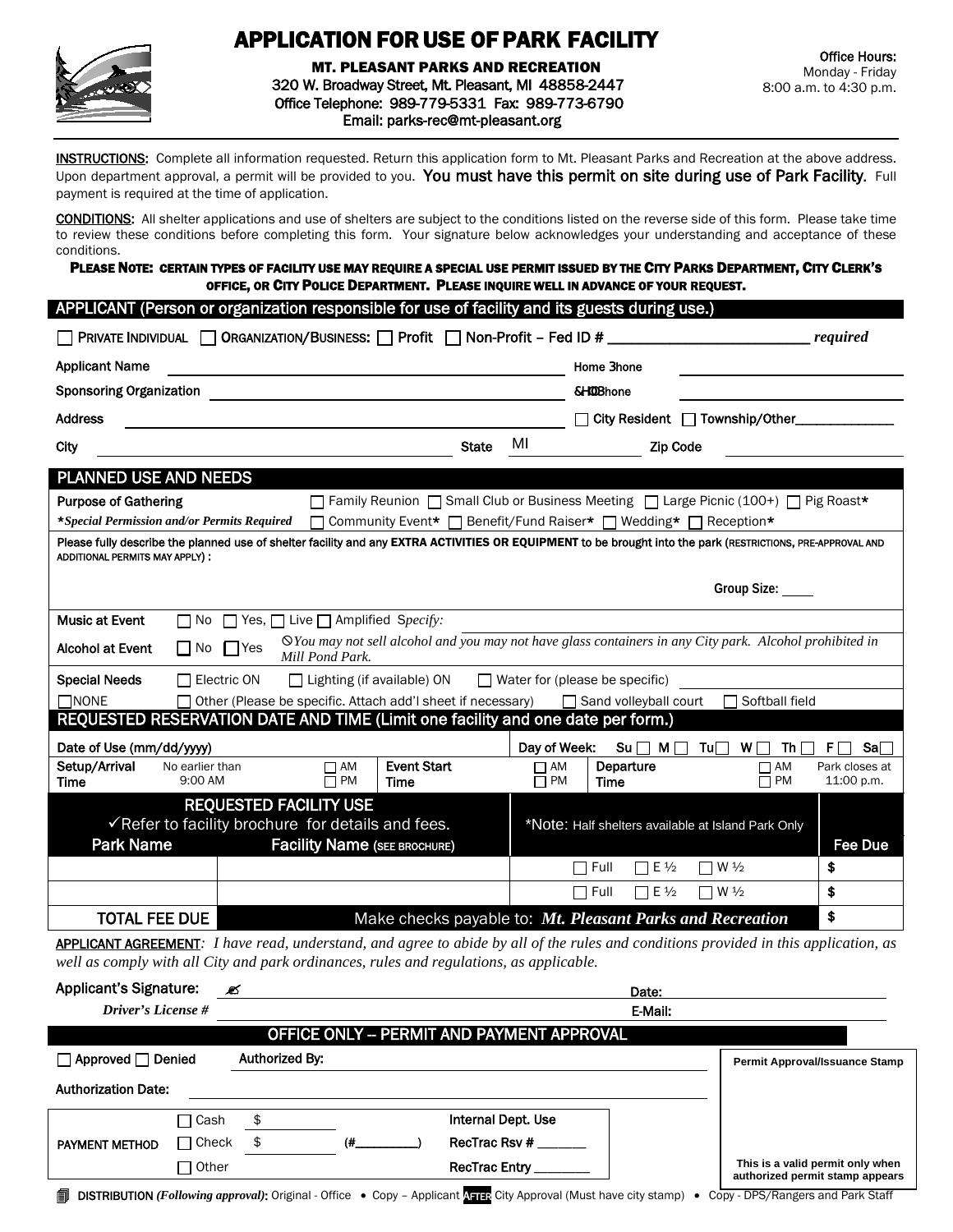# APPLICATION FOR USE OF PARK FACILITY

**MT. PLEASANT PARKS AND RECREATION**
320 W. Broadway Street, Mt. Pleasant, MI 48858-2447
Office Telephone: 989-779-5331 Fax: 989-773-6790
Email: parks-rec@mt-pleasant.org

**Office Hours:**
Monday - Friday
8:00 a.m. to 4:30 p.m.

**INSTRUCTIONS**: Complete all information requested. Return this application form to Mt. Pleasant Parks and Recreation at the above address. Upon department approval, a permit will be provided to you. You must have this permit on site during use of Park Facility. Full payment is required at the time of application.

**CONDITIONS**: All shelter applications and use of shelters are subject to the conditions listed on the reverse side of this form. Please take time to review these conditions before completing this form. Your signature below acknowledges your understanding and acceptance of these conditions.

**PLEASE NOTE: CERTAIN TYPES OF FACILITY USE MAY REQUIRE A SPECIAL USE PERMIT ISSUED BY THE CITY PARKS DEPARTMENT, CITY CLERK'S OFFICE, OR CITY POLICE DEPARTMENT. PLEASE INQUIRE WELL IN ADVANCE OF YOUR REQUEST.**

## APPLICANT (Person or organization responsible for use of facility and its guests during use.)

☐ PRIVATE INDIVIDUAL ☐ ORGANIZATION/BUSINESS: ☐ Profit ☐ Non-Profit – Fed ID # ____________ *required*

Applicant Name ____________ Home Phone ____________

Sponsoring Organization ____________ Cell Phone ____________

Address ____________ ☐ City Resident ☐ Township/Other____________

City ____________ State MI Zip Code ____________

## PLANNED USE AND NEEDS

Purpose of Gathering ☐ Family Reunion ☐ Small Club or Business Meeting ☐ Large Picnic (100+) ☐ Pig Roast*

*\*Special Permission and/or Permits Required* ☐ Community Event* ☐ Benefit/Fund Raiser* ☐ Wedding* ☐ Reception*

Please fully describe the planned use of shelter facility and any **EXTRA ACTIVITIES OR EQUIPMENT** to be brought into the park (RESTRICTIONS, PRE-APPROVAL AND ADDITIONAL PERMITS MAY APPLY) :

Group Size: _____

Music at Event ☐ No ☐ Yes, ☐ Live ☐ Amplified *Specify:*

Alcohol at Event ☐ No ☐ Yes ⦸*You may not sell alcohol and you may not have glass containers in any City park. Alcohol prohibited in Mill Pond Park.*

Special Needs ☐ Electric ON ☐ Lighting (if available) ON ☐ Water for (please be specific) ____________

☐ NONE ☐ Other (Please be specific. Attach add'l sheet if necessary) ☐ Sand volleyball court ☐ Softball field

## REQUESTED RESERVATION DATE AND TIME (Limit one facility and one date per form.)

Date of Use (mm/dd/yyyy) ____________ Day of Week: Su ☐ M ☐ Tu ☐ W ☐ Th ☐ F ☐ Sa ☐

| Setup/Arrival Time | No earlier than 9:00 AM | ☐ AM ☐ PM | Event Start Time | ☐ AM ☐ PM | Departure Time | ☐ AM ☐ PM | Park closes at 11:00 p.m. |
|---|---|---|---|---|---|---|---|

## REQUESTED FACILITY USE

✓Refer to facility brochure for details and fees.

*Note: Half shelters available at Island Park Only

| Park Name | Facility Name (SEE BROCHURE) | | Fee Due |
|---|---|---|---|
| | | ☐ Full ☐ E ½ ☐ W ½ | $ |
| | | ☐ Full ☐ E ½ ☐ W ½ | $ |
| **TOTAL FEE DUE** | Make checks payable to: ***Mt. Pleasant Parks and Recreation*** | | $ |

**APPLICANT AGREEMENT**: *I have read, understand, and agree to abide by all of the rules and conditions provided in this application, as well as comply with all City and park ordinances, rules and regulations, as applicable.*

Applicant's Signature: ✍ ____________ Date: ____________

*Driver's License #* ____________ E-Mail: ____________

## OFFICE ONLY -- PERMIT AND PAYMENT APPROVAL

☐ Approved ☐ Denied Authorized By: ____________

Authorization Date: ____________

| PAYMENT METHOD | | | Internal Dept. Use |
|---|---|---|---|
| | ☐ Cash | $ | |
| | ☐ Check | $ (#________) | RecTrac Rsv # _______ |
| | ☐ Other | | RecTrac Entry ________ |

**Permit Approval/Issuance Stamp**

**This is a valid permit only when authorized permit stamp appears**

DISTRIBUTION *(Following approval)*: Original - Office • Copy – Applicant AFTER City Approval (Must have city stamp) • Copy - DPS/Rangers and Park Staff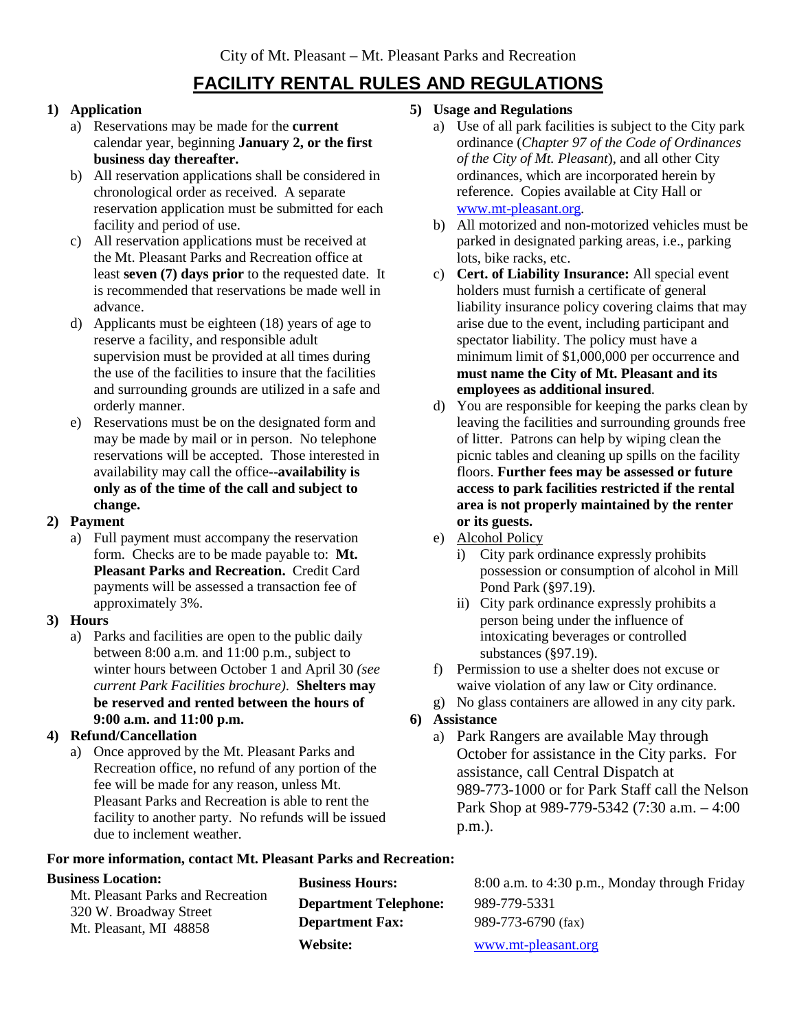City of Mt. Pleasant – Mt. Pleasant Parks and Recreation

# FACILITY RENTAL RULES AND REGULATIONS

1) **Application**
   a) Reservations may be made for the **current** calendar year, beginning **January 2, or the first business day thereafter.**
   b) All reservation applications shall be considered in chronological order as received. A separate reservation application must be submitted for each facility and period of use.
   c) All reservation applications must be received at the Mt. Pleasant Parks and Recreation office at least **seven (7) days prior** to the requested date. It is recommended that reservations be made well in advance.
   d) Applicants must be eighteen (18) years of age to reserve a facility, and responsible adult supervision must be provided at all times during the use of the facilities to insure that the facilities and surrounding grounds are utilized in a safe and orderly manner.
   e) Reservations must be on the designated form and may be made by mail or in person. No telephone reservations will be accepted. Those interested in availability may call the office--**availability is only as of the time of the call and subject to change.**

2) **Payment**
   a) Full payment must accompany the reservation form. Checks are to be made payable to: **Mt. Pleasant Parks and Recreation.** Credit Card payments will be assessed a transaction fee of approximately 3%.

3) **Hours**
   a) Parks and facilities are open to the public daily between 8:00 a.m. and 11:00 p.m., subject to winter hours between October 1 and April 30 *(see current Park Facilities brochure)*. **Shelters may be reserved and rented between the hours of 9:00 a.m. and 11:00 p.m.**

4) **Refund/Cancellation**
   a) Once approved by the Mt. Pleasant Parks and Recreation office, no refund of any portion of the fee will be made for any reason, unless Mt. Pleasant Parks and Recreation is able to rent the facility to another party. No refunds will be issued due to inclement weather.

5) **Usage and Regulations**
   a) Use of all park facilities is subject to the City park ordinance (*Chapter 97 of the Code of Ordinances of the City of Mt. Pleasant*), and all other City ordinances, which are incorporated herein by reference. Copies available at City Hall or www.mt-pleasant.org.
   b) All motorized and non-motorized vehicles must be parked in designated parking areas, i.e., parking lots, bike racks, etc.
   c) **Cert. of Liability Insurance:** All special event holders must furnish a certificate of general liability insurance policy covering claims that may arise due to the event, including participant and spectator liability. The policy must have a minimum limit of $1,000,000 per occurrence and **must name the City of Mt. Pleasant and its employees as additional insured**.
   d) You are responsible for keeping the parks clean by leaving the facilities and surrounding grounds free of litter. Patrons can help by wiping clean the picnic tables and cleaning up spills on the facility floors. **Further fees may be assessed or future access to park facilities restricted if the rental area is not properly maintained by the renter or its guests.**
   e) Alcohol Policy
      i) City park ordinance expressly prohibits possession or consumption of alcohol in Mill Pond Park (§97.19).
      ii) City park ordinance expressly prohibits a person being under the influence of intoxicating beverages or controlled substances (§97.19).
   f) Permission to use a shelter does not excuse or waive violation of any law or City ordinance.
   g) No glass containers are allowed in any city park.

6) **Assistance**
   a) Park Rangers are available May through October for assistance in the City parks. For assistance, call Central Dispatch at 989-773-1000 or for Park Staff call the Nelson Park Shop at 989-779-5342 (7:30 a.m. – 4:00 p.m.).

**For more information, contact Mt. Pleasant Parks and Recreation:**

**Business Location:**
Mt. Pleasant Parks and Recreation
320 W. Broadway Street
Mt. Pleasant, MI 48858

| | |
|---|---|
| **Business Hours:** | 8:00 a.m. to 4:30 p.m., Monday through Friday |
| **Department Telephone:** | 989-779-5331 |
| **Department Fax:** | 989-773-6790 (fax) |
| **Website:** | www.mt-pleasant.org |